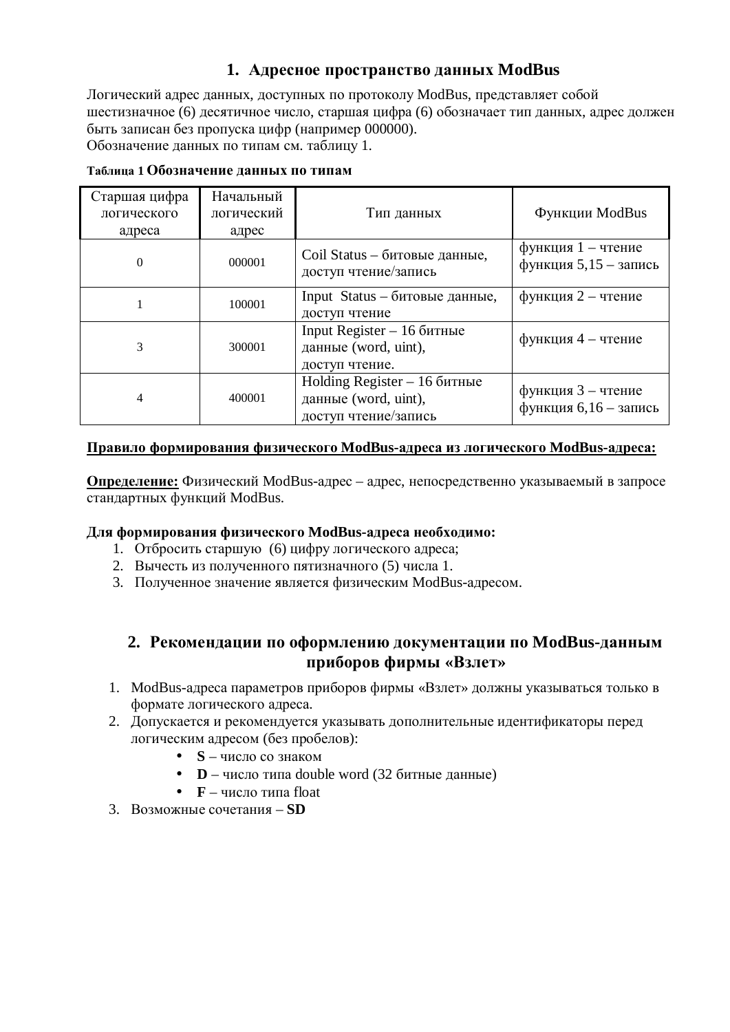## 1. Адресное пространство данных ModBus

Логический адрес данных, доступных по протоколу ModBus, представляет собой шестизначное (6) десятичное число, старшая цифра (6) обозначает тип данных, адрес должен быть записан без пропуска цифр (например 000000).
Обозначение данных по типам см. таблицу 1.

**Таблица 1 Обозначение данных по типам**

| Старшая цифра логического адреса | Начальный логический адрес | Тип данных | Функции ModBus |
|---|---|---|---|
| 0 | 000001 | Coil Status – битовые данные, доступ чтение/запись | функция 1 – чтение<br>функция 5,15 – запись |
| 1 | 100001 | Input Status – битовые данные, доступ чтение | функция 2 – чтение |
| 3 | 300001 | Input Register – 16 битные данные (word, uint), доступ чтение. | функция 4 – чтение |
| 4 | 400001 | Holding Register – 16 битные данные (word, uint), доступ чтение/запись | функция 3 – чтение<br>функция 6,16 – запись |

**<u>Правило формирования физического ModBus-адреса из логического ModBus-адреса:</u>**

**<u>Определение:</u>** Физический ModBus-адрес – адрес, непосредственно указываемый в запросе стандартных функций ModBus.

**Для формирования физического ModBus-адреса необходимо:**

1. Отбросить старшую (6) цифру логического адреса;
2. Вычесть из полученного пятизначного (5) числа 1.
3. Полученное значение является физическим ModBus-адресом.

## 2. Рекомендации по оформлению документации по ModBus-данным приборов фирмы «Взлет»

1. ModBus-адреса параметров приборов фирмы «Взлет» должны указываться только в формате логического адреса.
2. Допускается и рекомендуется указывать дополнительные идентификаторы перед логическим адресом (без пробелов):
   - **S** – число со знаком
   - **D** – число типа double word (32 битные данные)
   - **F** – число типа float
3. Возможные сочетания – **SD**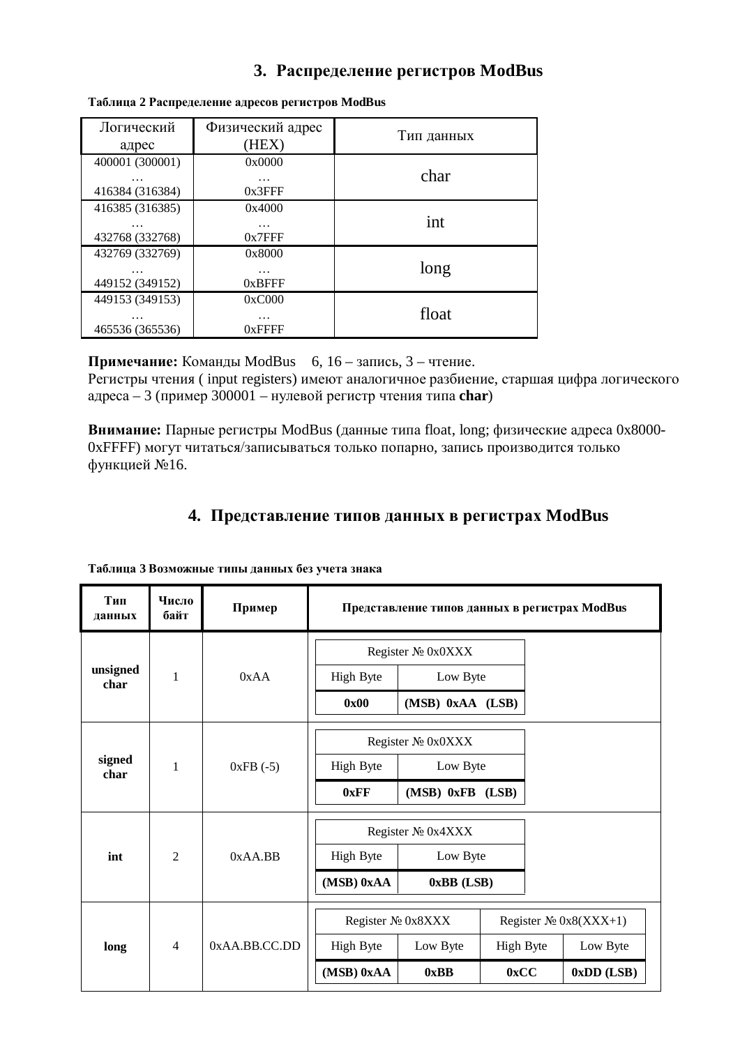## 3. Распределение регистров ModBus

**Таблица 2 Распределение адресов регистров ModBus**

| Логический адрес | Физический адрес (HEX) | Тип данных |
|---|---|---|
| 400001 (300001)<br>…<br>416384 (316384) | 0x0000<br>…<br>0x3FFF | char |
| 416385 (316385)<br>…<br>432768 (332768) | 0x4000<br>…<br>0x7FFF | int |
| 432769 (332769)<br>…<br>449152 (349152) | 0x8000<br>…<br>0xBFFF | long |
| 449153 (349153)<br>…<br>465536 (365536) | 0xC000<br>…<br>0xFFFF | float |

**Примечание:** Команды ModBus 6, 16 – запись, 3 – чтение.
Регистры чтения ( input registers) имеют аналогичное разбиение, старшая цифра логического адреса – 3 (пример 300001 – нулевой регистр чтения типа **char**)

**Внимание:** Парные регистры ModBus (данные типа float, long; физические адреса 0x8000-0xFFFF) могут читаться/записываться только попарно, запись производится только функцией №16.

## 4. Представление типов данных в регистрах ModBus

**Таблица 3 Возможные типы данных без учета знака**

| Тип данных | Число байт | Пример | Представление типов данных в регистрах ModBus | | | |
|---|---|---|---|---|---|---|
| **unsigned char** | 1 | 0xAA | Register № 0x0XXX | | | |
| | | | High Byte | Low Byte | | |
| | | | **0x00** | **(MSB) 0xAA (LSB)** | | |
| **signed char** | 1 | 0xFB (-5) | Register № 0x0XXX | | | |
| | | | High Byte | Low Byte | | |
| | | | **0xFF** | **(MSB) 0xFB (LSB)** | | |
| **int** | 2 | 0xAA.BB | Register № 0x4XXX | | | |
| | | | High Byte | Low Byte | | |
| | | | **(MSB) 0xAA** | **0xBB (LSB)** | | |
| **long** | 4 | 0xAA.BB.CC.DD | Register № 0x8XXX | | Register № 0x8(XXX+1) | |
| | | | High Byte | Low Byte | High Byte | Low Byte |
| | | | **(MSB) 0xAA** | **0xBB** | **0xCC** | **0xDD (LSB)** |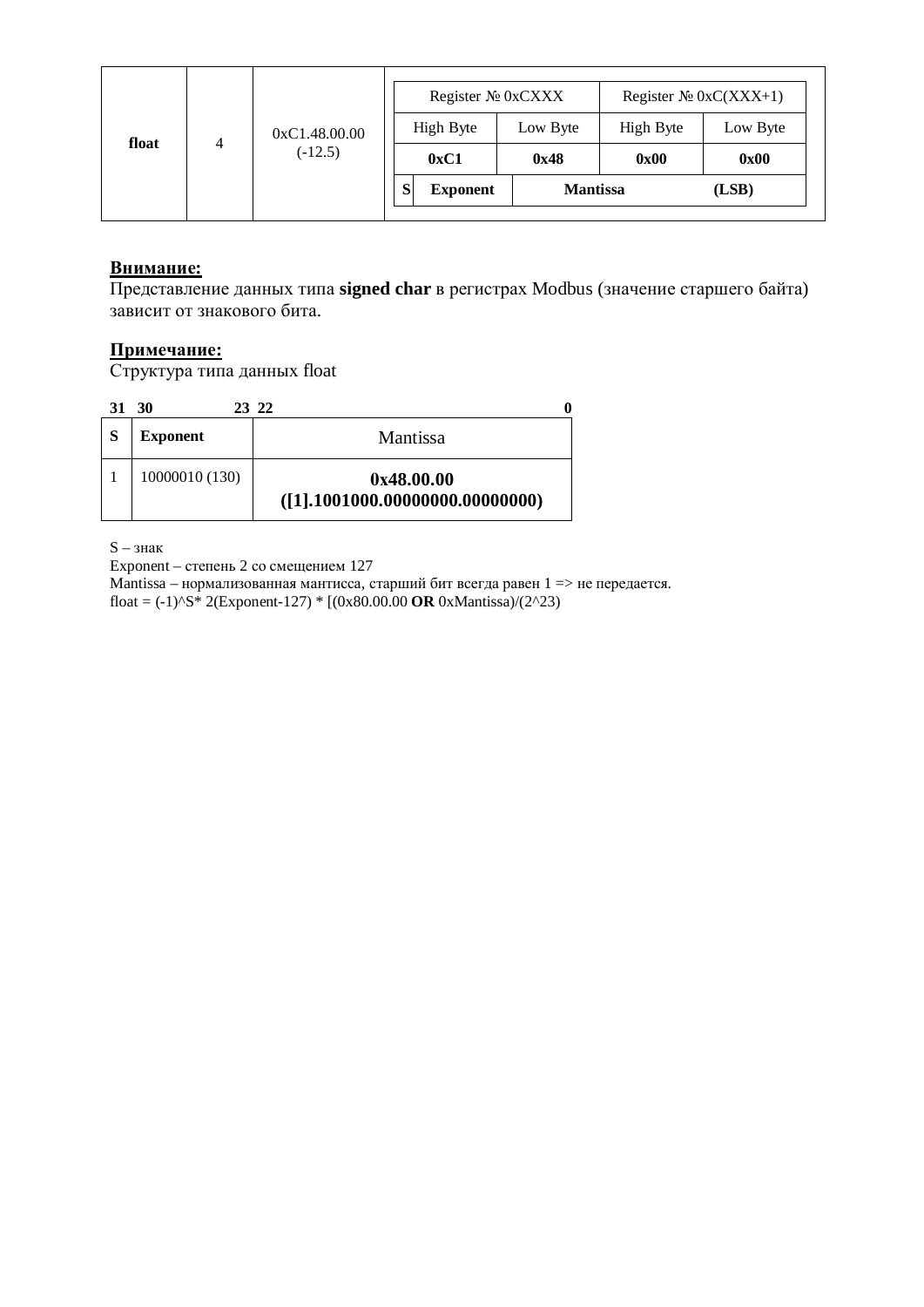| float | 4 | 0xC1.48.00.00 (-12.5) | Register № 0xCXXX | | Register № 0xC(XXX+1) | |
|---|---|---|---|---|---|---|
| | | | High Byte | Low Byte | High Byte | Low Byte |
| | | | **0xC1** | **0x48** | **0x00** | **0x00** |
| | | | **S** **Exponent** | **Mantissa** | | **(LSB)** |

**<u>Внимание:</u>**
Представление данных типа **signed char** в регистрах Modbus (значение старшего байта) зависит от знакового бита.

**<u>Примечание:</u>**
Структура типа данных float

| **31** | **30 … 23** | **22 … 0** |
|---|---|---|
| **S** | **Exponent** | Mantissa |
| 1 | 10000010 (130) | **0x48.00.00 ([1].1001000.00000000.00000000)** |

S – знак
Exponent – степень 2 со смещением 127
Mantissa – нормализованная мантисса, старший бит всегда равен 1 => не передается.
float = (-1)^S* 2(Exponent-127) * [(0x80.00.00 **OR** 0xMantissa)/(2^23)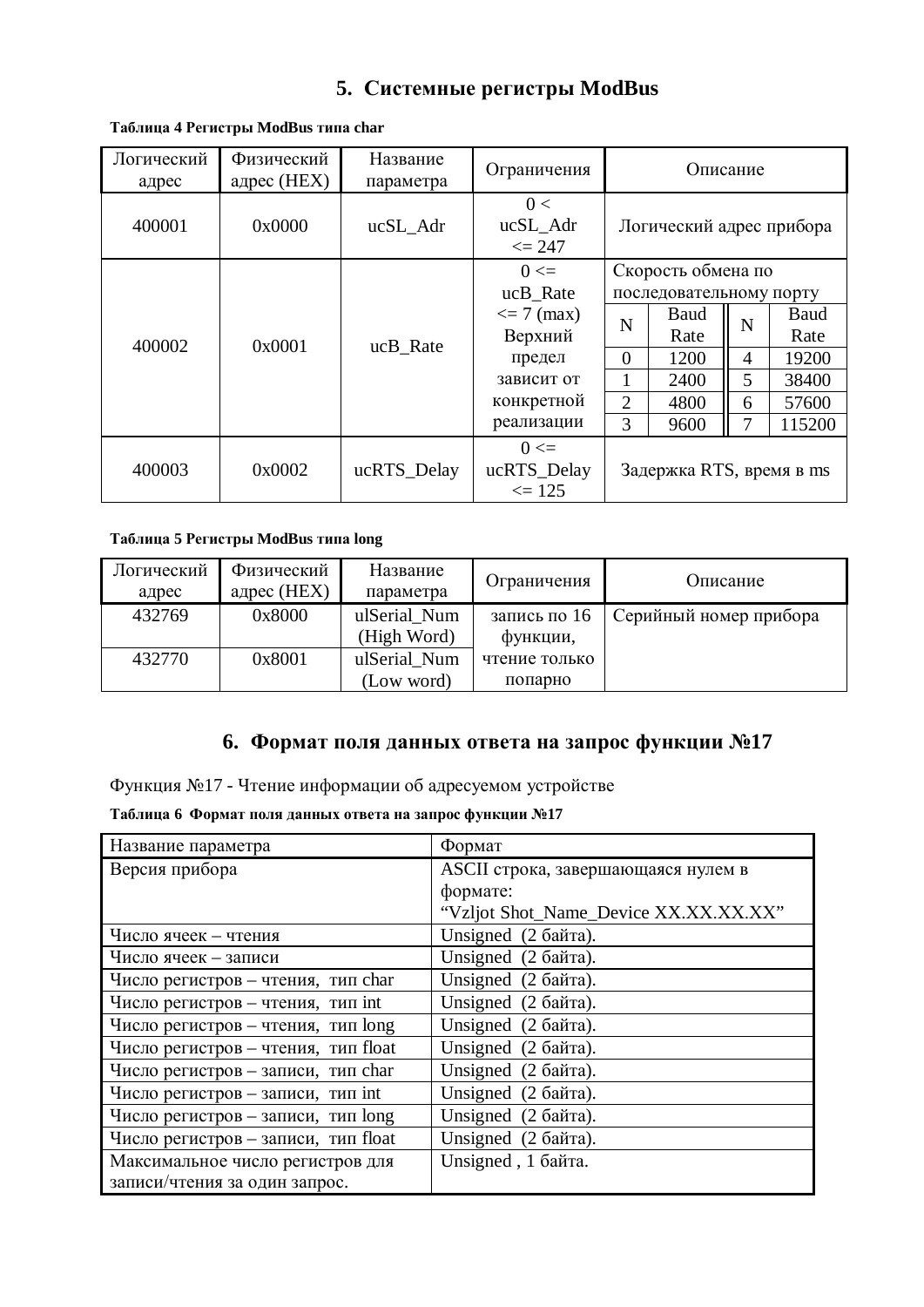## 5. Системные регистры ModBus

**Таблица 4 Регистры ModBus типа char**

| Логический адрес | Физический адрес (HEX) | Название параметра | Ограничения | Описание | | | |
|---|---|---|---|---|---|---|---|
| 400001 | 0x0000 | ucSL_Adr | 0 < ucSL_Adr <= 247 | Логический адрес прибора | | | |
| 400002 | 0x0001 | ucB_Rate | 0 <= ucB_Rate <= 7 (max) Верхний предел зависит от конкретной реализации | Скорость обмена по последовательному порту | | | |
| | | | | N | Baud Rate | N | Baud Rate |
| | | | | 0 | 1200 | 4 | 19200 |
| | | | | 1 | 2400 | 5 | 38400 |
| | | | | 2 | 4800 | 6 | 57600 |
| | | | | 3 | 9600 | 7 | 115200 |
| 400003 | 0x0002 | ucRTS_Delay | 0 <= ucRTS_Delay <= 125 | Задержка RTS, время в ms | | | |

**Таблица 5 Регистры ModBus типа long**

| Логический адрес | Физический адрес (HEX) | Название параметра | Ограничения | Описание |
|---|---|---|---|---|
| 432769 | 0x8000 | ulSerial_Num (High Word) | запись по 16 функции, чтение только попарно | Серийный номер прибора |
| 432770 | 0x8001 | ulSerial_Num (Low word) | | |

## 6. Формат поля данных ответа на запрос функции №17

Функция №17 - Чтение информации об адресуемом устройстве

**Таблица 6 Формат поля данных ответа на запрос функции №17**

| Название параметра | Формат |
|---|---|
| Версия прибора | ASCII строка, завершающаяся нулем в формате: “Vzljot Shot_Name_Device XX.XX.XX.XX” |
| Число ячеек – чтения | Unsigned (2 байта). |
| Число ячеек – записи | Unsigned (2 байта). |
| Число регистров – чтения, тип char | Unsigned (2 байта). |
| Число регистров – чтения, тип int | Unsigned (2 байта). |
| Число регистров – чтения, тип long | Unsigned (2 байта). |
| Число регистров – чтения, тип float | Unsigned (2 байта). |
| Число регистров – записи, тип char | Unsigned (2 байта). |
| Число регистров – записи, тип int | Unsigned (2 байта). |
| Число регистров – записи, тип long | Unsigned (2 байта). |
| Число регистров – записи, тип float | Unsigned (2 байта). |
| Максимальное число регистров для записи/чтения за один запрос. | Unsigned , 1 байта. |